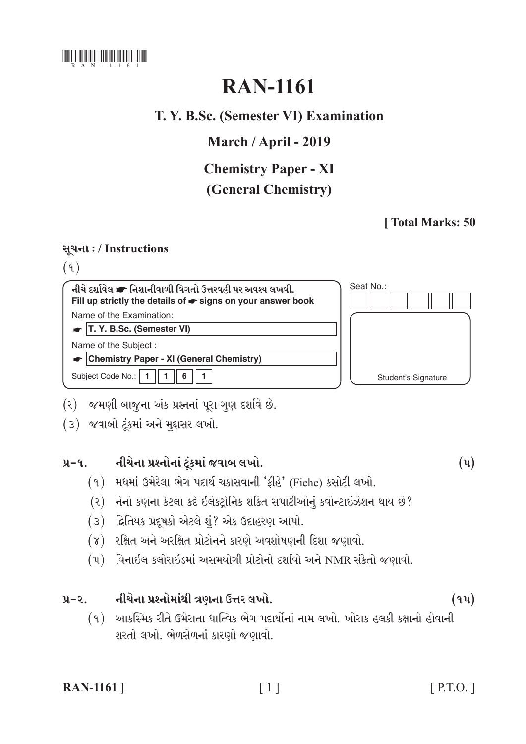# RAN-1161

## T. Y. B.Sc. (Semester VI) Examination

## March / April - 2019

## Chemistry Paper - XI

## (General Chemistry)

**[ Total Marks: 50**

**સૂચના : / Instructions**

(૧)

| નીચે દર્શાવેલ ☛ નિશાનીવાળી વિગતો ઉત્તરવહી પર અવશ્ય લખવી. Fill up strictly the details of ☛ signs on your answer book | Seat No.: |
|---|---|
| Name of the Examination: | |
| ☛ T. Y. B.Sc. (Semester VI) | |
| Name of the Subject : | |
| ☛ Chemistry Paper - XI (General Chemistry) | |
| Subject Code No.: 1 1 6 1 | Student's Signature |

(૨) જમણી બાજુના અંક પ્રશ્નનાં પૂરા ગુણ દર્શાવે છે.

(૩) જવાબો ટૂંકમાં અને મુદ્દાસર લખો.

**પ્ર-૧. નીચેના પ્રશ્નોનાં ટૂંકમાં જવાબ લખો. (૫)**

(૧) મધમાં ઉમેરેલા ભેગ પદાર્થ ચકાસવાની 'ફીહે' (Fiehe) કસોટી લખો.

(૨) નેનો કણના કેટલા કદે ઈલેક્ટ્રોનિક શક્તિ સપાટીઓનું ક્વોન્ટાઈઝેશન થાય છે?

(૩) દ્વિતિયક પ્રદૂષકો એટલે શું? એક ઉદાહરણ આપો.

(૪) રક્ષિત અને અરક્ષિત પ્રોટોનને કારણે અવશોષણની દિશા જણાવો.

(૫) વિનાઈલ કલોરાઈડમાં અસમયોગી પ્રોટોનો દર્શાવો અને NMR સંકેતો જણાવો.

**પ્ર-૨. નીચેના પ્રશ્નોમાંથી ત્રણના ઉત્તર લખો. (૧૫)**

(૧) આકસ્મિક રીતે ઉમેરાતા ધાત્વિક ભેગ પદાર્થોનાં નામ લખો. ખોરાક હલકી કક્ષાનો હોવાની શરતો લખો. ભેળસેળનાં કારણો જણાવો.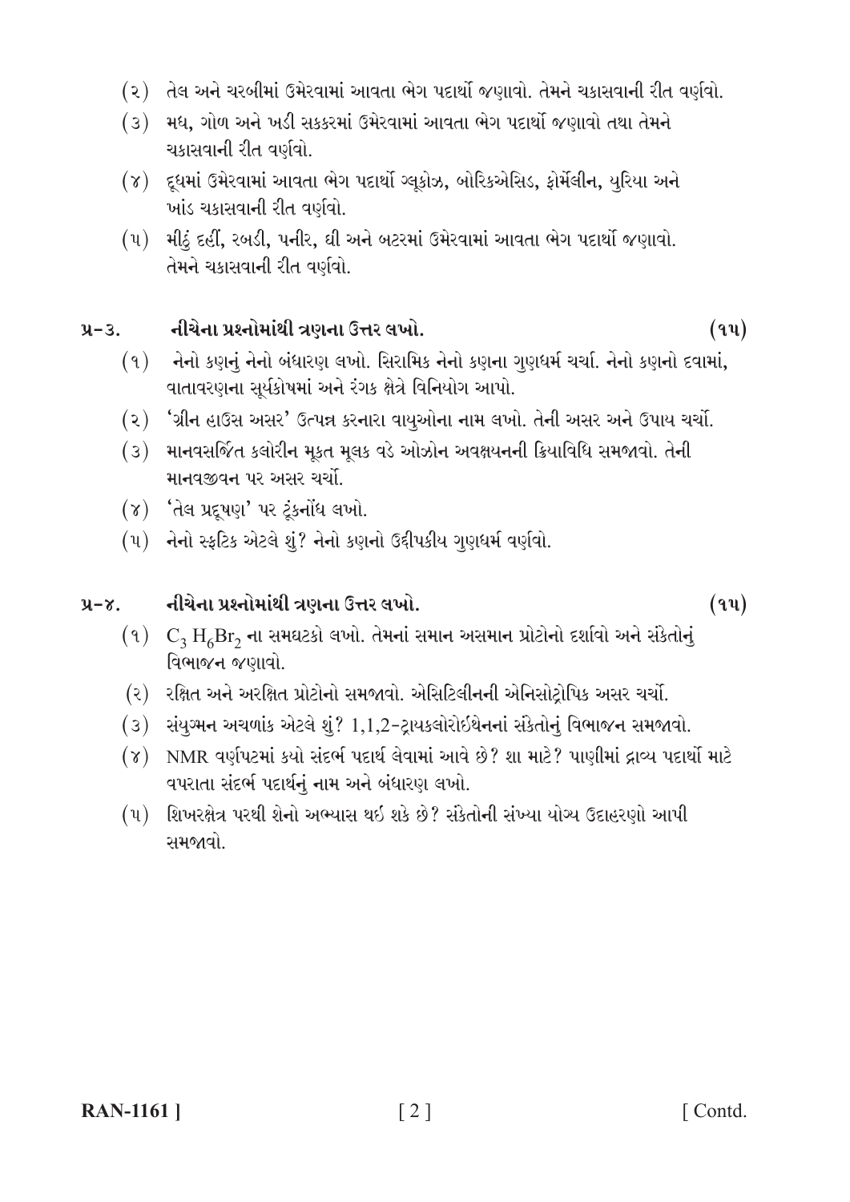(૨) તેલ અને ચરબીમાં ઉમેરવામાં આવતા ભેગ પદાર્થો જણાવો. તેમને ચકાસવાની રીત વર્ણવો.

(૩) મધ, ગોળ અને ખડી સકકરમાં ઉમેરવામાં આવતા ભેગ પદાર્થો જણાવો તથા તેમને ચકાસવાની રીત વર્ણવો.

(૪) દૂધમાં ઉમેરવામાં આવતા ભેગ પદાર્થો ગ્લૂકોઝ, બોરિકએસિડ, ફોર્મેલીન, યુરિયા અને ખાંડ ચકાસવાની રીત વર્ણવો.

(૫) મીઠું દહીં, રબડી, પનીર, ઘી અને બટરમાં ઉમેરવામાં આવતા ભેગ પદાર્થો જણાવો. તેમને ચકાસવાની રીત વર્ણવો.

**પ્ર-૩. નીચેના પ્રશ્નોમાંથી ત્રણના ઉત્તર લખો. (૧૫)**

(૧) નેનો કણનું નેનો બંધારણ લખો. સિરામિક નેનો કણના ગુણધર્મ ચર્ચા. નેનો કણનો દવામાં, વાતાવરણના સૂર્યકોષમાં અને રંગક ક્ષેત્રે વિનિયોગ આપો.

(૨) 'ગ્રીન હાઉસ અસર' ઉત્પન્ન કરનારા વાયુઓના નામ લખો. તેની અસર અને ઉપાય ચર્ચો.

(૩) માનવસર્જિત કલોરીન મૂકત મૂલક વડે ઓઝોન અવક્ષયનની ક્રિયાવિધિ સમજાવો. તેની માનવજીવન પર અસર ચર્ચો.

(૪) 'તેલ પ્રદૂષણ' પર ટૂંકનોંધ લખો.

(૫) નેનો સ્ફટિક એટલે શું? નેનો કણનો ઉદ્દીપકીય ગુણધર્મ વર્ણવો.

**પ્ર-૪. નીચેના પ્રશ્નોમાંથી ત્રણના ઉત્તર લખો. (૧૫)**

(૧) $C_3H_6Br_2$ ના સમઘટકો લખો. તેમનાં સમાન અસમાન પ્રોટોનો દર્શાવો અને સંકેતોનું વિભાજન જણાવો.

(૨) રક્ષિત અને અરક્ષિત પ્રોટોનો સમજાવો. એસિટિલીનની એનિસોટ્રોપિક અસર ચર્ચો.

(૩) સંયુગ્મન અચળાંક એટલે શું? 1,1,2-ટ્રાયકલોરોઇથેનનાં સંકેતોનું વિભાજન સમજાવો.

(૪) NMR વર્ણપટમાં કયો સંદર્ભ પદાર્થ લેવામાં આવે છે? શા માટે? પાણીમાં દ્રાવ્ય પદાર્થો માટે વપરાતા સંદર્ભ પદાર્થનું નામ અને બંધારણ લખો.

(૫) શિખરક્ષેત્ર પરથી શેનો અભ્યાસ થઈ શકે છે? સંકેતોની સંખ્યા યોગ્ય ઉદાહરણો આપી સમજાવો.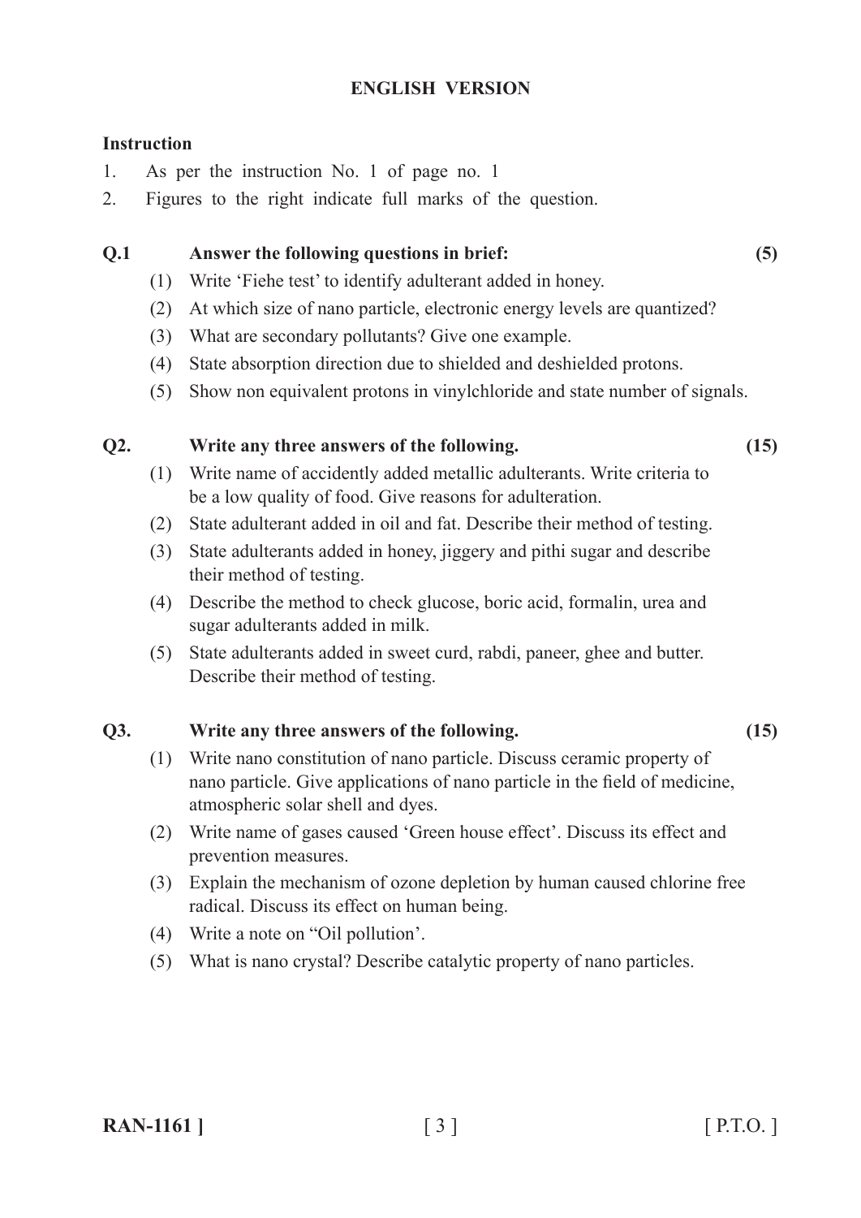**ENGLISH VERSION**

**Instruction**

1. As per the instruction No. 1 of page no. 1
2. Figures to the right indicate full marks of the question.

**Q.1 Answer the following questions in brief: (5)**

(1) Write 'Fiehe test' to identify adulterant added in honey.

(2) At which size of nano particle, electronic energy levels are quantized?

(3) What are secondary pollutants? Give one example.

(4) State absorption direction due to shielded and deshielded protons.

(5) Show non equivalent protons in vinylchloride and state number of signals.

**Q2. Write any three answers of the following. (15)**

(1) Write name of accidently added metallic adulterants. Write criteria to be a low quality of food. Give reasons for adulteration.

(2) State adulterant added in oil and fat. Describe their method of testing.

(3) State adulterants added in honey, jiggery and pithi sugar and describe their method of testing.

(4) Describe the method to check glucose, boric acid, formalin, urea and sugar adulterants added in milk.

(5) State adulterants added in sweet curd, rabdi, paneer, ghee and butter. Describe their method of testing.

**Q3. Write any three answers of the following. (15)**

(1) Write nano constitution of nano particle. Discuss ceramic property of nano particle. Give applications of nano particle in the field of medicine, atmospheric solar shell and dyes.

(2) Write name of gases caused 'Green house effect'. Discuss its effect and prevention measures.

(3) Explain the mechanism of ozone depletion by human caused chlorine free radical. Discuss its effect on human being.

(4) Write a note on "Oil pollution'.

(5) What is nano crystal? Describe catalytic property of nano particles.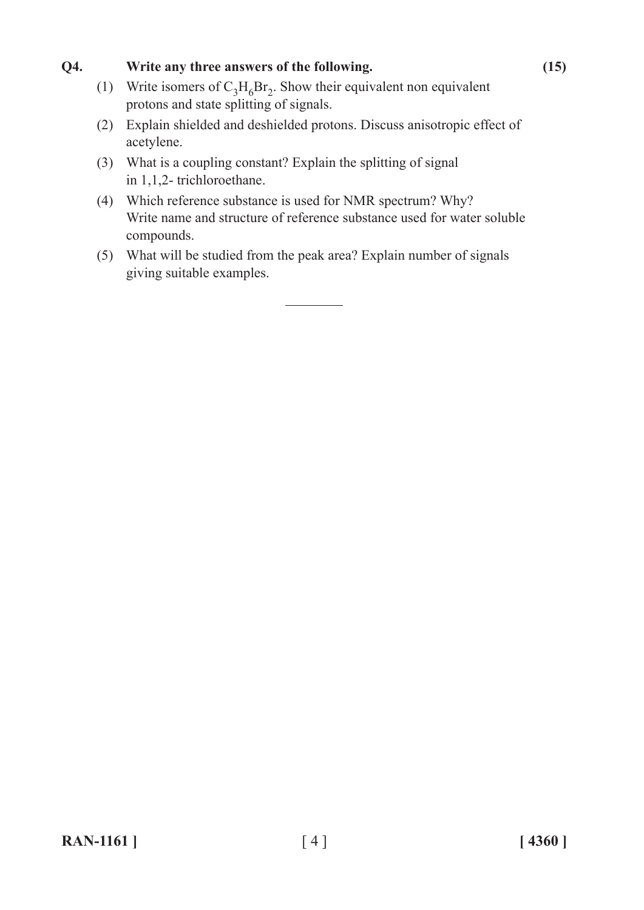**Q4. Write any three answers of the following. (15)**

(1) Write isomers of $C_3H_6Br_2$. Show their equivalent non equivalent protons and state splitting of signals.

(2) Explain shielded and deshielded protons. Discuss anisotropic effect of acetylene.

(3) What is a coupling constant? Explain the splitting of signal in 1,1,2- trichloroethane.

(4) Which reference substance is used for NMR spectrum? Why? Write name and structure of reference substance used for water soluble compounds.

(5) What will be studied from the peak area? Explain number of signals giving suitable examples.